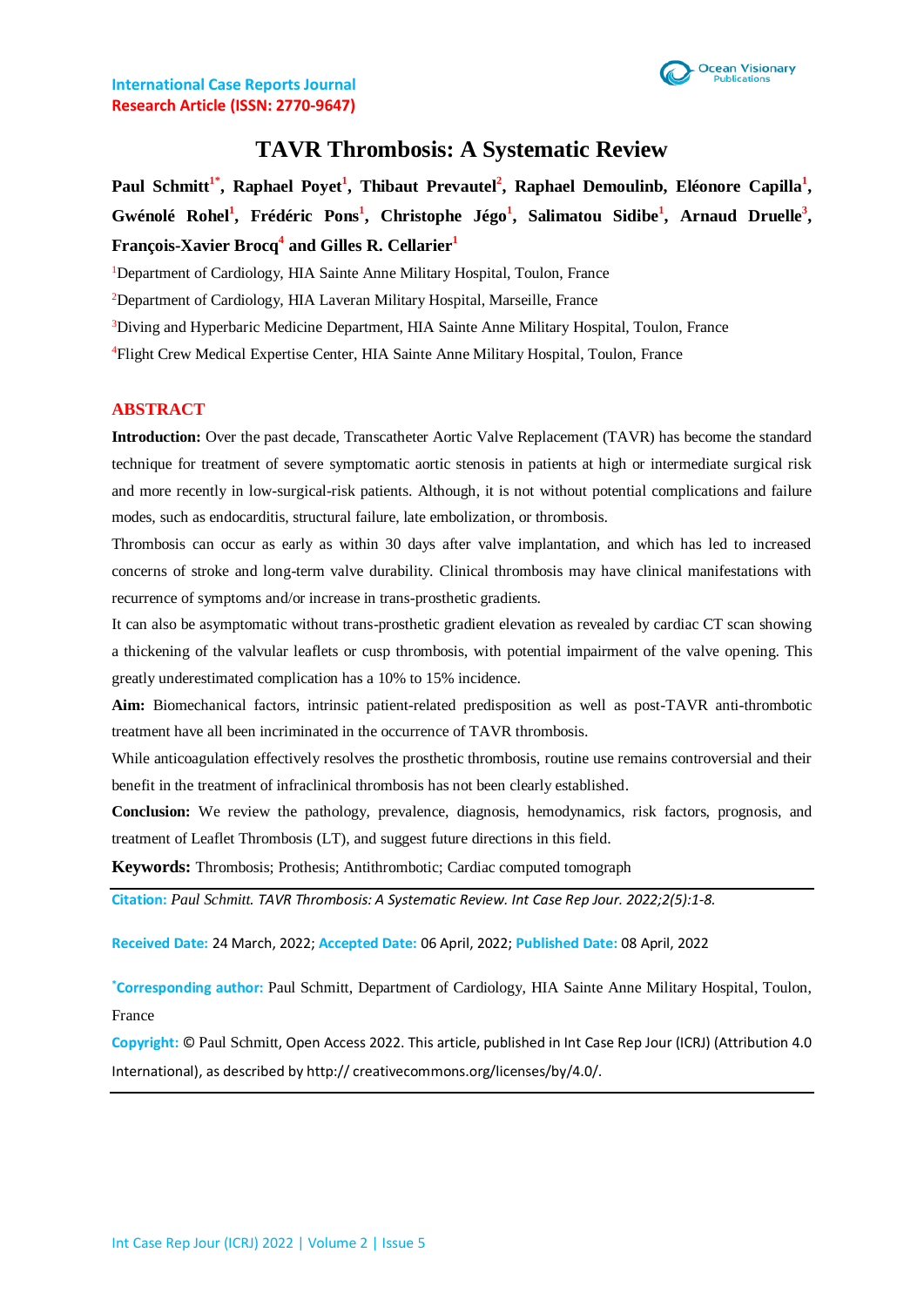International Case Reports Journal
Research Article (ISSN: 2770-9647)

# TAVR Thrombosis: A Systematic Review

**Paul Schmitt[1*], Raphael Poyet[1], Thibaut Prevautel[2], Raphael Demoulinb, Eléonore Capilla[1], Gwénolé Rohel[1], Frédéric Pons[1], Christophe Jégo[1], Salimatou Sidibe[1], Arnaud Druelle[3], François-Xavier Brocq[4] and Gilles R. Cellarier[1]**

[1]Department of Cardiology, HIA Sainte Anne Military Hospital, Toulon, France

[2]Department of Cardiology, HIA Laveran Military Hospital, Marseille, France

[3]Diving and Hyperbaric Medicine Department, HIA Sainte Anne Military Hospital, Toulon, France

[4]Flight Crew Medical Expertise Center, HIA Sainte Anne Military Hospital, Toulon, France

## ABSTRACT

**Introduction:** Over the past decade, Transcatheter Aortic Valve Replacement (TAVR) has become the standard technique for treatment of severe symptomatic aortic stenosis in patients at high or intermediate surgical risk and more recently in low-surgical-risk patients. Although, it is not without potential complications and failure modes, such as endocarditis, structural failure, late embolization, or thrombosis.

Thrombosis can occur as early as within 30 days after valve implantation, and which has led to increased concerns of stroke and long-term valve durability. Clinical thrombosis may have clinical manifestations with recurrence of symptoms and/or increase in trans-prosthetic gradients.

It can also be asymptomatic without trans-prosthetic gradient elevation as revealed by cardiac CT scan showing a thickening of the valvular leaflets or cusp thrombosis, with potential impairment of the valve opening. This greatly underestimated complication has a 10% to 15% incidence.

**Aim:** Biomechanical factors, intrinsic patient-related predisposition as well as post-TAVR anti-thrombotic treatment have all been incriminated in the occurrence of TAVR thrombosis.

While anticoagulation effectively resolves the prosthetic thrombosis, routine use remains controversial and their benefit in the treatment of infraclinical thrombosis has not been clearly established.

**Conclusion:** We review the pathology, prevalence, diagnosis, hemodynamics, risk factors, prognosis, and treatment of Leaflet Thrombosis (LT), and suggest future directions in this field.

**Keywords:** Thrombosis; Prothesis; Antithrombotic; Cardiac computed tomograph

**Citation:** *Paul Schmitt. TAVR Thrombosis: A Systematic Review. Int Case Rep Jour. 2022;2(5):1-8.*

**Received Date:** 24 March, 2022; **Accepted Date:** 06 April, 2022; **Published Date:** 08 April, 2022

**\*Corresponding author:** Paul Schmitt, Department of Cardiology, HIA Sainte Anne Military Hospital, Toulon, France

**Copyright:** © Paul Schmitt, Open Access 2022. This article, published in Int Case Rep Jour (ICRJ) (Attribution 4.0 International), as described by http:// creativecommons.org/licenses/by/4.0/.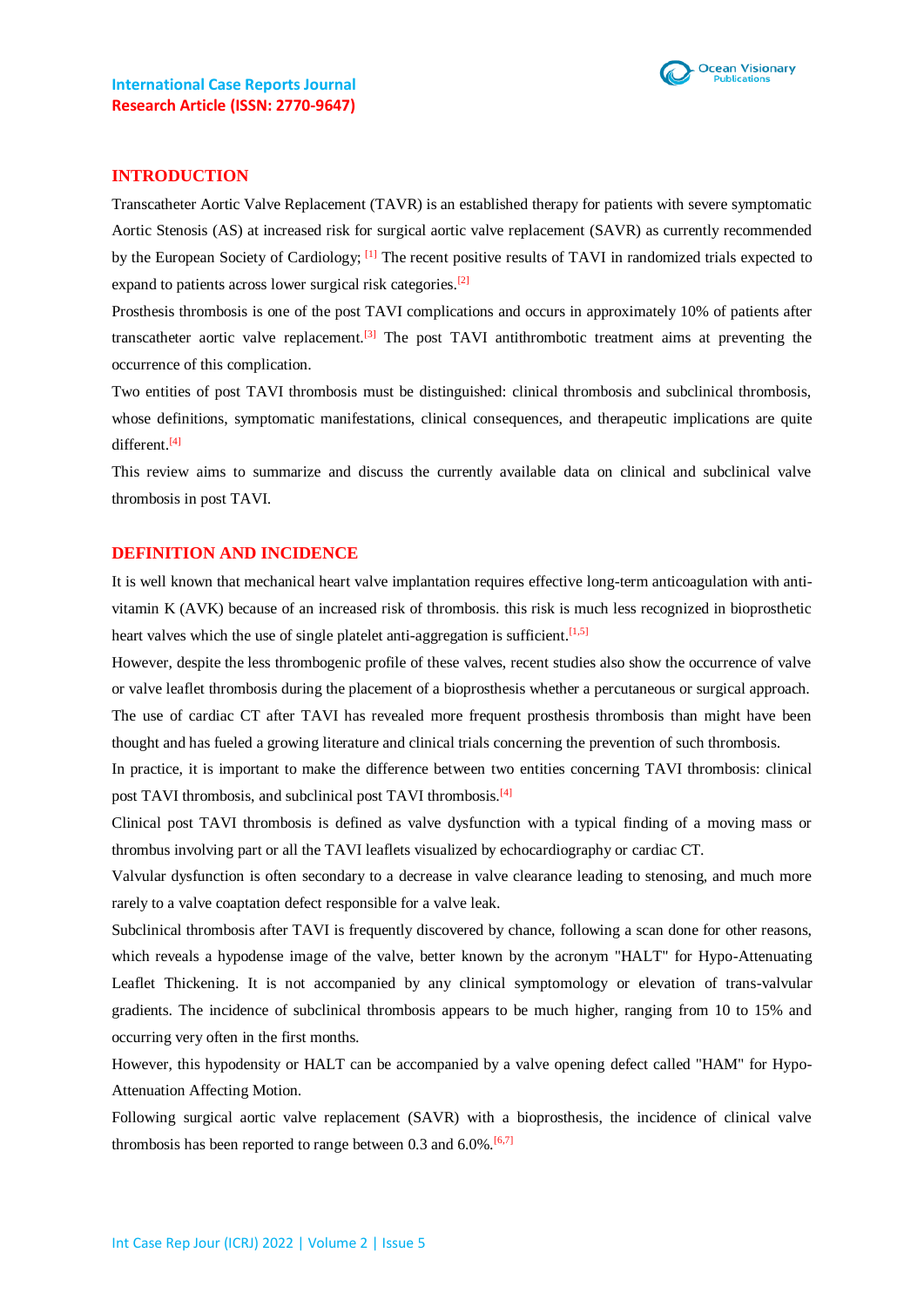## INTRODUCTION

Transcatheter Aortic Valve Replacement (TAVR) is an established therapy for patients with severe symptomatic Aortic Stenosis (AS) at increased risk for surgical aortic valve replacement (SAVR) as currently recommended by the European Society of Cardiology; [1] The recent positive results of TAVI in randomized trials expected to expand to patients across lower surgical risk categories.[2]

Prosthesis thrombosis is one of the post TAVI complications and occurs in approximately 10% of patients after transcatheter aortic valve replacement.[3] The post TAVI antithrombotic treatment aims at preventing the occurrence of this complication.

Two entities of post TAVI thrombosis must be distinguished: clinical thrombosis and subclinical thrombosis, whose definitions, symptomatic manifestations, clinical consequences, and therapeutic implications are quite different.[4]

This review aims to summarize and discuss the currently available data on clinical and subclinical valve thrombosis in post TAVI.

## DEFINITION AND INCIDENCE

It is well known that mechanical heart valve implantation requires effective long-term anticoagulation with anti-vitamin K (AVK) because of an increased risk of thrombosis. this risk is much less recognized in bioprosthetic heart valves which the use of single platelet anti-aggregation is sufficient.[1,5]

However, despite the less thrombogenic profile of these valves, recent studies also show the occurrence of valve or valve leaflet thrombosis during the placement of a bioprosthesis whether a percutaneous or surgical approach.

The use of cardiac CT after TAVI has revealed more frequent prosthesis thrombosis than might have been thought and has fueled a growing literature and clinical trials concerning the prevention of such thrombosis.

In practice, it is important to make the difference between two entities concerning TAVI thrombosis: clinical post TAVI thrombosis, and subclinical post TAVI thrombosis.[4]

Clinical post TAVI thrombosis is defined as valve dysfunction with a typical finding of a moving mass or thrombus involving part or all the TAVI leaflets visualized by echocardiography or cardiac CT.

Valvular dysfunction is often secondary to a decrease in valve clearance leading to stenosing, and much more rarely to a valve coaptation defect responsible for a valve leak.

Subclinical thrombosis after TAVI is frequently discovered by chance, following a scan done for other reasons, which reveals a hypodense image of the valve, better known by the acronym "HALT" for Hypo-Attenuating Leaflet Thickening. It is not accompanied by any clinical symptomology or elevation of trans-valvular gradients. The incidence of subclinical thrombosis appears to be much higher, ranging from 10 to 15% and occurring very often in the first months.

However, this hypodensity or HALT can be accompanied by a valve opening defect called "HAM" for Hypo-Attenuation Affecting Motion.

Following surgical aortic valve replacement (SAVR) with a bioprosthesis, the incidence of clinical valve thrombosis has been reported to range between 0.3 and 6.0%.[6,7]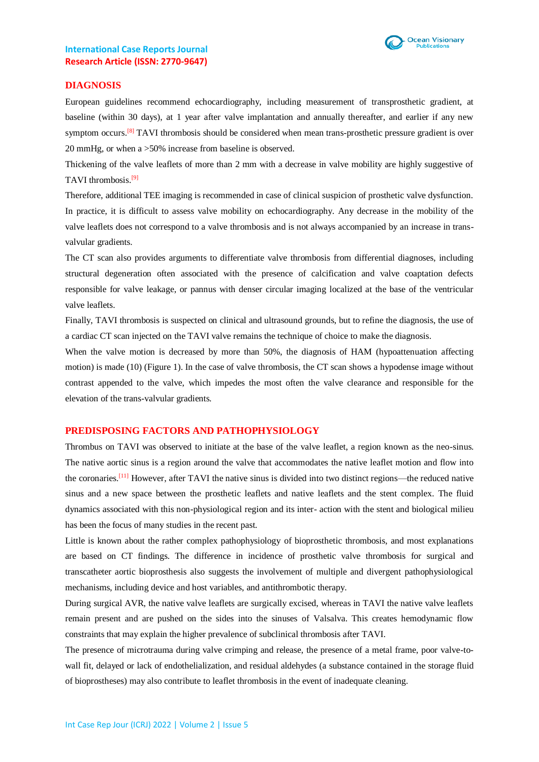## DIAGNOSIS

European guidelines recommend echocardiography, including measurement of transprosthetic gradient, at baseline (within 30 days), at 1 year after valve implantation and annually thereafter, and earlier if any new symptom occurs.[8] TAVI thrombosis should be considered when mean trans-prosthetic pressure gradient is over 20 mmHg, or when a >50% increase from baseline is observed.

Thickening of the valve leaflets of more than 2 mm with a decrease in valve mobility are highly suggestive of TAVI thrombosis.[9]

Therefore, additional TEE imaging is recommended in case of clinical suspicion of prosthetic valve dysfunction. In practice, it is difficult to assess valve mobility on echocardiography. Any decrease in the mobility of the valve leaflets does not correspond to a valve thrombosis and is not always accompanied by an increase in trans-valvular gradients.

The CT scan also provides arguments to differentiate valve thrombosis from differential diagnoses, including structural degeneration often associated with the presence of calcification and valve coaptation defects responsible for valve leakage, or pannus with denser circular imaging localized at the base of the ventricular valve leaflets.

Finally, TAVI thrombosis is suspected on clinical and ultrasound grounds, but to refine the diagnosis, the use of a cardiac CT scan injected on the TAVI valve remains the technique of choice to make the diagnosis.

When the valve motion is decreased by more than 50%, the diagnosis of HAM (hypoattenuation affecting motion) is made (10) (Figure 1). In the case of valve thrombosis, the CT scan shows a hypodense image without contrast appended to the valve, which impedes the most often the valve clearance and responsible for the elevation of the trans-valvular gradients.

## PREDISPOSING FACTORS AND PATHOPHYSIOLOGY

Thrombus on TAVI was observed to initiate at the base of the valve leaflet, a region known as the neo-sinus. The native aortic sinus is a region around the valve that accommodates the native leaflet motion and flow into the coronaries.[11] However, after TAVI the native sinus is divided into two distinct regions—the reduced native sinus and a new space between the prosthetic leaflets and native leaflets and the stent complex. The fluid dynamics associated with this non-physiological region and its inter- action with the stent and biological milieu has been the focus of many studies in the recent past.

Little is known about the rather complex pathophysiology of bioprosthetic thrombosis, and most explanations are based on CT findings. The difference in incidence of prosthetic valve thrombosis for surgical and transcatheter aortic bioprosthesis also suggests the involvement of multiple and divergent pathophysiological mechanisms, including device and host variables, and antithrombotic therapy.

During surgical AVR, the native valve leaflets are surgically excised, whereas in TAVI the native valve leaflets remain present and are pushed on the sides into the sinuses of Valsalva. This creates hemodynamic flow constraints that may explain the higher prevalence of subclinical thrombosis after TAVI.

The presence of microtrauma during valve crimping and release, the presence of a metal frame, poor valve-to-wall fit, delayed or lack of endothelialization, and residual aldehydes (a substance contained in the storage fluid of bioprostheses) may also contribute to leaflet thrombosis in the event of inadequate cleaning.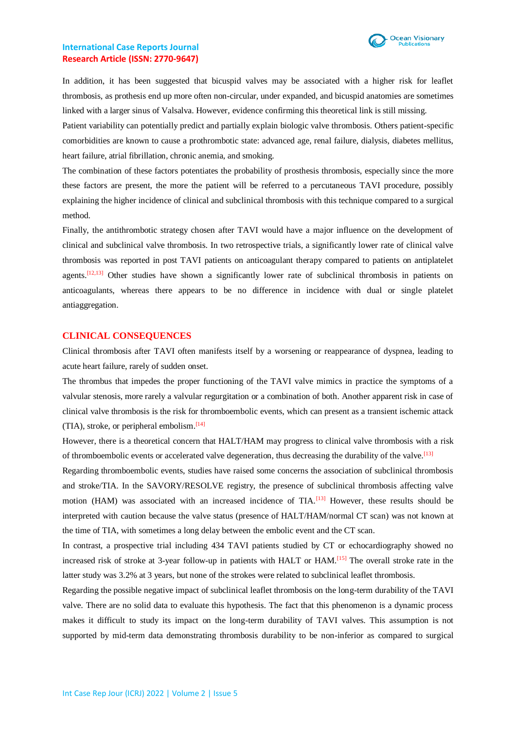In addition, it has been suggested that bicuspid valves may be associated with a higher risk for leaflet thrombosis, as prothesis end up more often non-circular, under expanded, and bicuspid anatomies are sometimes linked with a larger sinus of Valsalva. However, evidence confirming this theoretical link is still missing.

Patient variability can potentially predict and partially explain biologic valve thrombosis. Others patient-specific comorbidities are known to cause a prothrombotic state: advanced age, renal failure, dialysis, diabetes mellitus, heart failure, atrial fibrillation, chronic anemia, and smoking.

The combination of these factors potentiates the probability of prosthesis thrombosis, especially since the more these factors are present, the more the patient will be referred to a percutaneous TAVI procedure, possibly explaining the higher incidence of clinical and subclinical thrombosis with this technique compared to a surgical method.

Finally, the antithrombotic strategy chosen after TAVI would have a major influence on the development of clinical and subclinical valve thrombosis. In two retrospective trials, a significantly lower rate of clinical valve thrombosis was reported in post TAVI patients on anticoagulant therapy compared to patients on antiplatelet agents.[12,13] Other studies have shown a significantly lower rate of subclinical thrombosis in patients on anticoagulants, whereas there appears to be no difference in incidence with dual or single platelet antiaggregation.

## CLINICAL CONSEQUENCES

Clinical thrombosis after TAVI often manifests itself by a worsening or reappearance of dyspnea, leading to acute heart failure, rarely of sudden onset.

The thrombus that impedes the proper functioning of the TAVI valve mimics in practice the symptoms of a valvular stenosis, more rarely a valvular regurgitation or a combination of both. Another apparent risk in case of clinical valve thrombosis is the risk for thromboembolic events, which can present as a transient ischemic attack (TIA), stroke, or peripheral embolism.[14]

However, there is a theoretical concern that HALT/HAM may progress to clinical valve thrombosis with a risk of thromboembolic events or accelerated valve degeneration, thus decreasing the durability of the valve.[13]

Regarding thromboembolic events, studies have raised some concerns the association of subclinical thrombosis and stroke/TIA. In the SAVORY/RESOLVE registry, the presence of subclinical thrombosis affecting valve motion (HAM) was associated with an increased incidence of TIA.[13] However, these results should be interpreted with caution because the valve status (presence of HALT/HAM/normal CT scan) was not known at the time of TIA, with sometimes a long delay between the embolic event and the CT scan.

In contrast, a prospective trial including 434 TAVI patients studied by CT or echocardiography showed no increased risk of stroke at 3-year follow-up in patients with HALT or HAM.[15] The overall stroke rate in the latter study was 3.2% at 3 years, but none of the strokes were related to subclinical leaflet thrombosis.

Regarding the possible negative impact of subclinical leaflet thrombosis on the long-term durability of the TAVI valve. There are no solid data to evaluate this hypothesis. The fact that this phenomenon is a dynamic process makes it difficult to study its impact on the long-term durability of TAVI valves. This assumption is not supported by mid-term data demonstrating thrombosis durability to be non-inferior as compared to surgical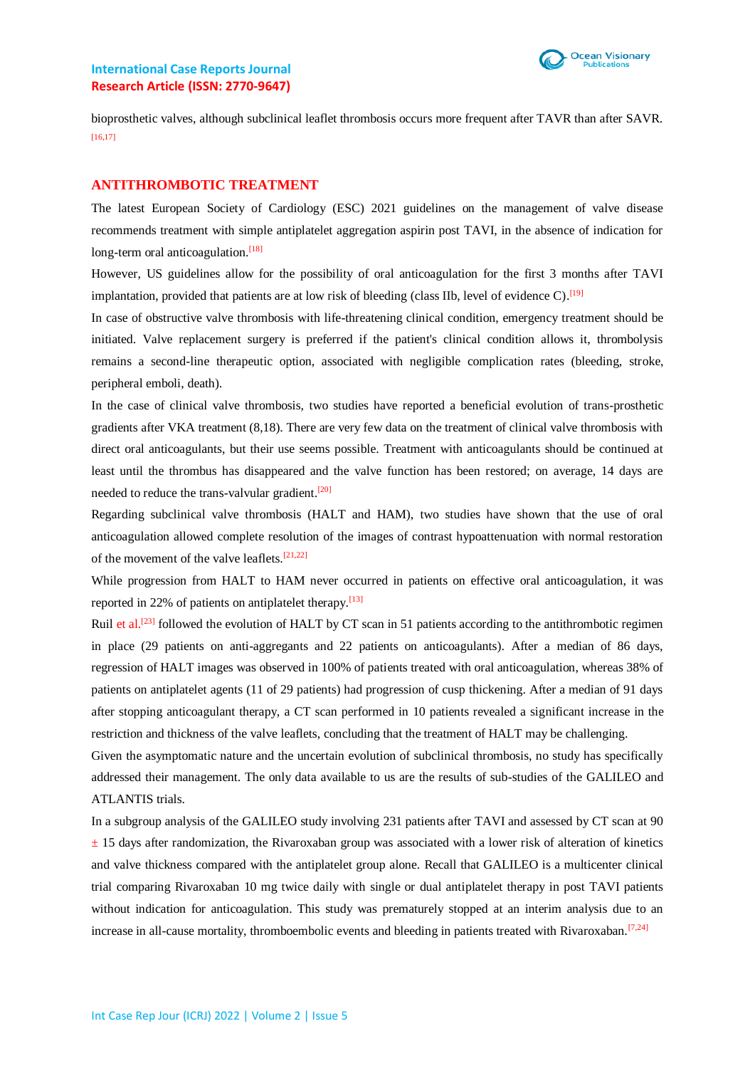bioprosthetic valves, although subclinical leaflet thrombosis occurs more frequent after TAVR than after SAVR. [16,17]

## ANTITHROMBOTIC TREATMENT

The latest European Society of Cardiology (ESC) 2021 guidelines on the management of valve disease recommends treatment with simple antiplatelet aggregation aspirin post TAVI, in the absence of indication for long-term oral anticoagulation.[18]

However, US guidelines allow for the possibility of oral anticoagulation for the first 3 months after TAVI implantation, provided that patients are at low risk of bleeding (class IIb, level of evidence C).[19]

In case of obstructive valve thrombosis with life-threatening clinical condition, emergency treatment should be initiated. Valve replacement surgery is preferred if the patient's clinical condition allows it, thrombolysis remains a second-line therapeutic option, associated with negligible complication rates (bleeding, stroke, peripheral emboli, death).

In the case of clinical valve thrombosis, two studies have reported a beneficial evolution of trans-prosthetic gradients after VKA treatment (8,18). There are very few data on the treatment of clinical valve thrombosis with direct oral anticoagulants, but their use seems possible. Treatment with anticoagulants should be continued at least until the thrombus has disappeared and the valve function has been restored; on average, 14 days are needed to reduce the trans-valvular gradient.[20]

Regarding subclinical valve thrombosis (HALT and HAM), two studies have shown that the use of oral anticoagulation allowed complete resolution of the images of contrast hypoattenuation with normal restoration of the movement of the valve leaflets.[21,22]

While progression from HALT to HAM never occurred in patients on effective oral anticoagulation, it was reported in 22% of patients on antiplatelet therapy.[13]

Ruil et al.[23] followed the evolution of HALT by CT scan in 51 patients according to the antithrombotic regimen in place (29 patients on anti-aggregants and 22 patients on anticoagulants). After a median of 86 days, regression of HALT images was observed in 100% of patients treated with oral anticoagulation, whereas 38% of patients on antiplatelet agents (11 of 29 patients) had progression of cusp thickening. After a median of 91 days after stopping anticoagulant therapy, a CT scan performed in 10 patients revealed a significant increase in the restriction and thickness of the valve leaflets, concluding that the treatment of HALT may be challenging.

Given the asymptomatic nature and the uncertain evolution of subclinical thrombosis, no study has specifically addressed their management. The only data available to us are the results of sub-studies of the GALILEO and ATLANTIS trials.

In a subgroup analysis of the GALILEO study involving 231 patients after TAVI and assessed by CT scan at 90 ± 15 days after randomization, the Rivaroxaban group was associated with a lower risk of alteration of kinetics and valve thickness compared with the antiplatelet group alone. Recall that GALILEO is a multicenter clinical trial comparing Rivaroxaban 10 mg twice daily with single or dual antiplatelet therapy in post TAVI patients without indication for anticoagulation. This study was prematurely stopped at an interim analysis due to an increase in all-cause mortality, thromboembolic events and bleeding in patients treated with Rivaroxaban.[7,24]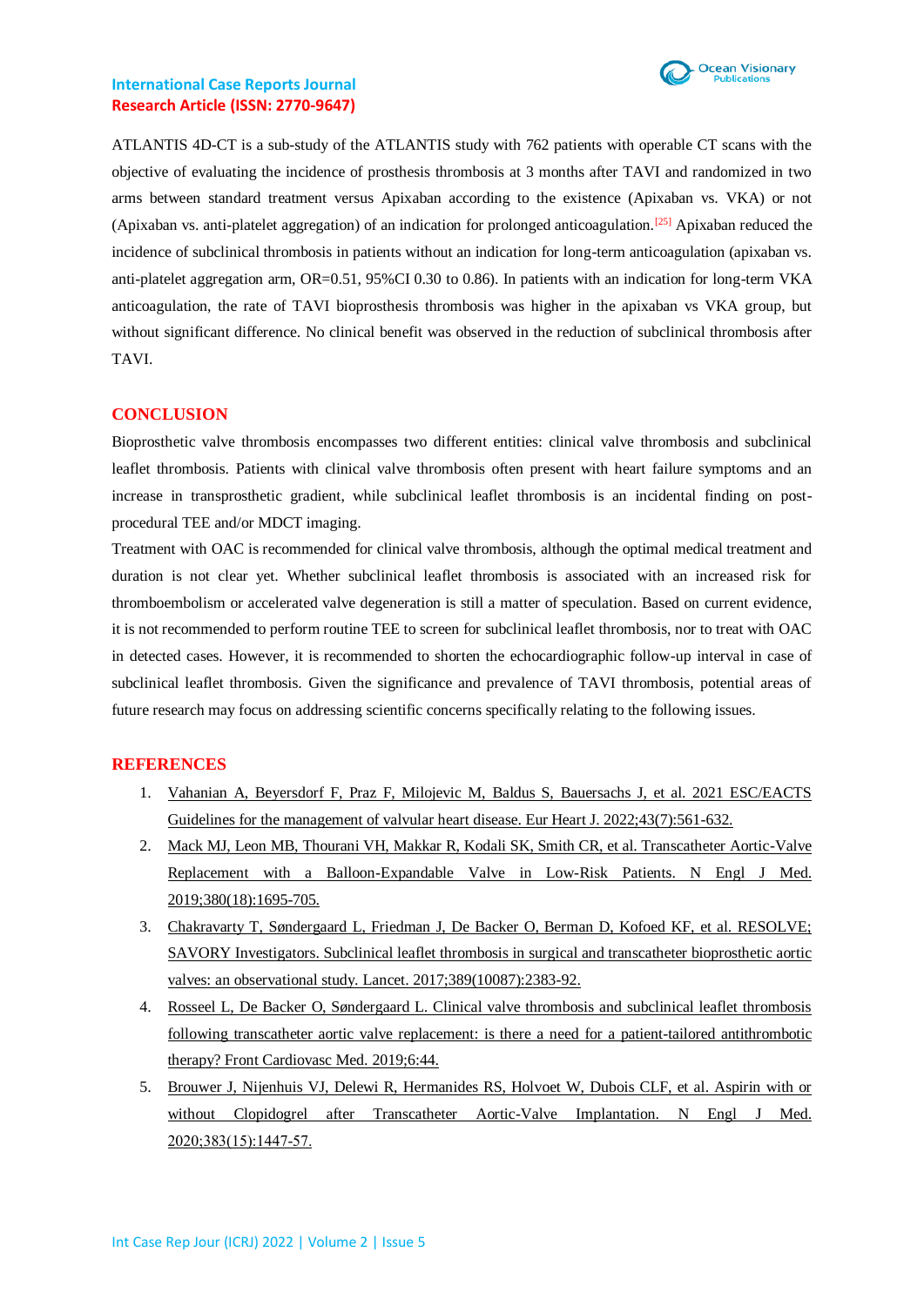ATLANTIS 4D-CT is a sub-study of the ATLANTIS study with 762 patients with operable CT scans with the objective of evaluating the incidence of prosthesis thrombosis at 3 months after TAVI and randomized in two arms between standard treatment versus Apixaban according to the existence (Apixaban vs. VKA) or not (Apixaban vs. anti-platelet aggregation) of an indication for prolonged anticoagulation.[25] Apixaban reduced the incidence of subclinical thrombosis in patients without an indication for long-term anticoagulation (apixaban vs. anti-platelet aggregation arm, OR=0.51, 95%CI 0.30 to 0.86). In patients with an indication for long-term VKA anticoagulation, the rate of TAVI bioprosthesis thrombosis was higher in the apixaban vs VKA group, but without significant difference. No clinical benefit was observed in the reduction of subclinical thrombosis after TAVI.

## CONCLUSION

Bioprosthetic valve thrombosis encompasses two different entities: clinical valve thrombosis and subclinical leaflet thrombosis. Patients with clinical valve thrombosis often present with heart failure symptoms and an increase in transprosthetic gradient, while subclinical leaflet thrombosis is an incidental finding on post-procedural TEE and/or MDCT imaging.

Treatment with OAC is recommended for clinical valve thrombosis, although the optimal medical treatment and duration is not clear yet. Whether subclinical leaflet thrombosis is associated with an increased risk for thromboembolism or accelerated valve degeneration is still a matter of speculation. Based on current evidence, it is not recommended to perform routine TEE to screen for subclinical leaflet thrombosis, nor to treat with OAC in detected cases. However, it is recommended to shorten the echocardiographic follow-up interval in case of subclinical leaflet thrombosis. Given the significance and prevalence of TAVI thrombosis, potential areas of future research may focus on addressing scientific concerns specifically relating to the following issues.

## REFERENCES

1. Vahanian A, Beyersdorf F, Praz F, Milojevic M, Baldus S, Bauersachs J, et al. 2021 ESC/EACTS Guidelines for the management of valvular heart disease. Eur Heart J. 2022;43(7):561-632.
2. Mack MJ, Leon MB, Thourani VH, Makkar R, Kodali SK, Smith CR, et al. Transcatheter Aortic-Valve Replacement with a Balloon-Expandable Valve in Low-Risk Patients. N Engl J Med. 2019;380(18):1695-705.
3. Chakravarty T, Søndergaard L, Friedman J, De Backer O, Berman D, Kofoed KF, et al. RESOLVE; SAVORY Investigators. Subclinical leaflet thrombosis in surgical and transcatheter bioprosthetic aortic valves: an observational study. Lancet. 2017;389(10087):2383-92.
4. Rosseel L, De Backer O, Søndergaard L. Clinical valve thrombosis and subclinical leaflet thrombosis following transcatheter aortic valve replacement: is there a need for a patient-tailored antithrombotic therapy? Front Cardiovasc Med. 2019;6:44.
5. Brouwer J, Nijenhuis VJ, Delewi R, Hermanides RS, Holvoet W, Dubois CLF, et al. Aspirin with or without Clopidogrel after Transcatheter Aortic-Valve Implantation. N Engl J Med. 2020;383(15):1447-57.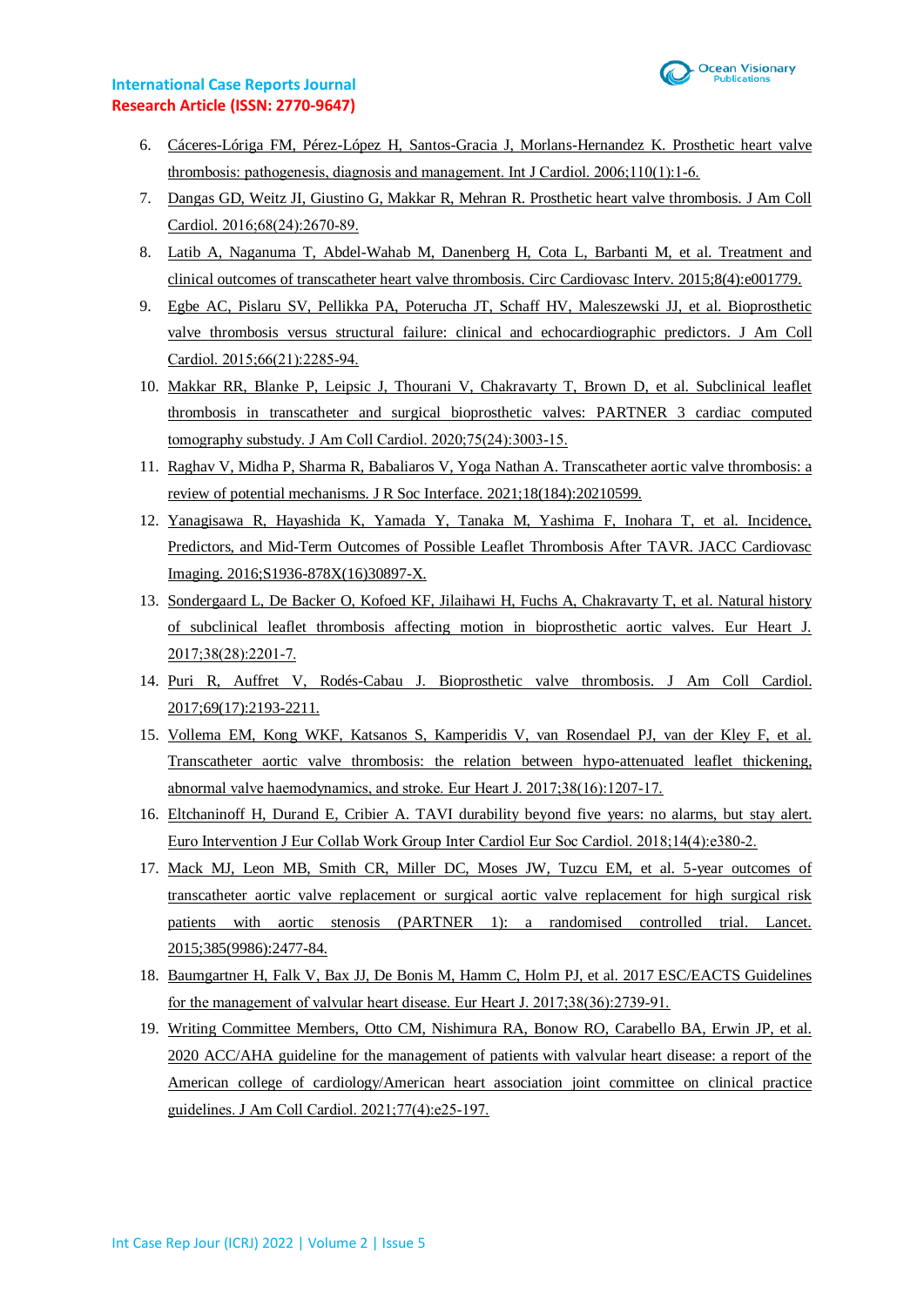6. Cáceres-Lóriga FM, Pérez-López H, Santos-Gracia J, Morlans-Hernandez K. Prosthetic heart valve thrombosis: pathogenesis, diagnosis and management. Int J Cardiol. 2006;110(1):1-6.
7. Dangas GD, Weitz JI, Giustino G, Makkar R, Mehran R. Prosthetic heart valve thrombosis. J Am Coll Cardiol. 2016;68(24):2670-89.
8. Latib A, Naganuma T, Abdel-Wahab M, Danenberg H, Cota L, Barbanti M, et al. Treatment and clinical outcomes of transcatheter heart valve thrombosis. Circ Cardiovasc Interv. 2015;8(4):e001779.
9. Egbe AC, Pislaru SV, Pellikka PA, Poterucha JT, Schaff HV, Maleszewski JJ, et al. Bioprosthetic valve thrombosis versus structural failure: clinical and echocardiographic predictors. J Am Coll Cardiol. 2015;66(21):2285-94.
10. Makkar RR, Blanke P, Leipsic J, Thourani V, Chakravarty T, Brown D, et al. Subclinical leaflet thrombosis in transcatheter and surgical bioprosthetic valves: PARTNER 3 cardiac computed tomography substudy. J Am Coll Cardiol. 2020;75(24):3003-15.
11. Raghav V, Midha P, Sharma R, Babaliaros V, Yoga Nathan A. Transcatheter aortic valve thrombosis: a review of potential mechanisms. J R Soc Interface. 2021;18(184):20210599.
12. Yanagisawa R, Hayashida K, Yamada Y, Tanaka M, Yashima F, Inohara T, et al. Incidence, Predictors, and Mid-Term Outcomes of Possible Leaflet Thrombosis After TAVR. JACC Cardiovasc Imaging. 2016;S1936-878X(16)30897-X.
13. Sondergaard L, De Backer O, Kofoed KF, Jilaihawi H, Fuchs A, Chakravarty T, et al. Natural history of subclinical leaflet thrombosis affecting motion in bioprosthetic aortic valves. Eur Heart J. 2017;38(28):2201-7.
14. Puri R, Auffret V, Rodés-Cabau J. Bioprosthetic valve thrombosis. J Am Coll Cardiol. 2017;69(17):2193-2211.
15. Vollema EM, Kong WKF, Katsanos S, Kamperidis V, van Rosendael PJ, van der Kley F, et al. Transcatheter aortic valve thrombosis: the relation between hypo-attenuated leaflet thickening, abnormal valve haemodynamics, and stroke. Eur Heart J. 2017;38(16):1207-17.
16. Eltchaninoff H, Durand E, Cribier A. TAVI durability beyond five years: no alarms, but stay alert. Euro Intervention J Eur Collab Work Group Inter Cardiol Eur Soc Cardiol. 2018;14(4):e380-2.
17. Mack MJ, Leon MB, Smith CR, Miller DC, Moses JW, Tuzcu EM, et al. 5-year outcomes of transcatheter aortic valve replacement or surgical aortic valve replacement for high surgical risk patients with aortic stenosis (PARTNER 1): a randomised controlled trial. Lancet. 2015;385(9986):2477-84.
18. Baumgartner H, Falk V, Bax JJ, De Bonis M, Hamm C, Holm PJ, et al. 2017 ESC/EACTS Guidelines for the management of valvular heart disease. Eur Heart J. 2017;38(36):2739-91.
19. Writing Committee Members, Otto CM, Nishimura RA, Bonow RO, Carabello BA, Erwin JP, et al. 2020 ACC/AHA guideline for the management of patients with valvular heart disease: a report of the American college of cardiology/American heart association joint committee on clinical practice guidelines. J Am Coll Cardiol. 2021;77(4):e25-197.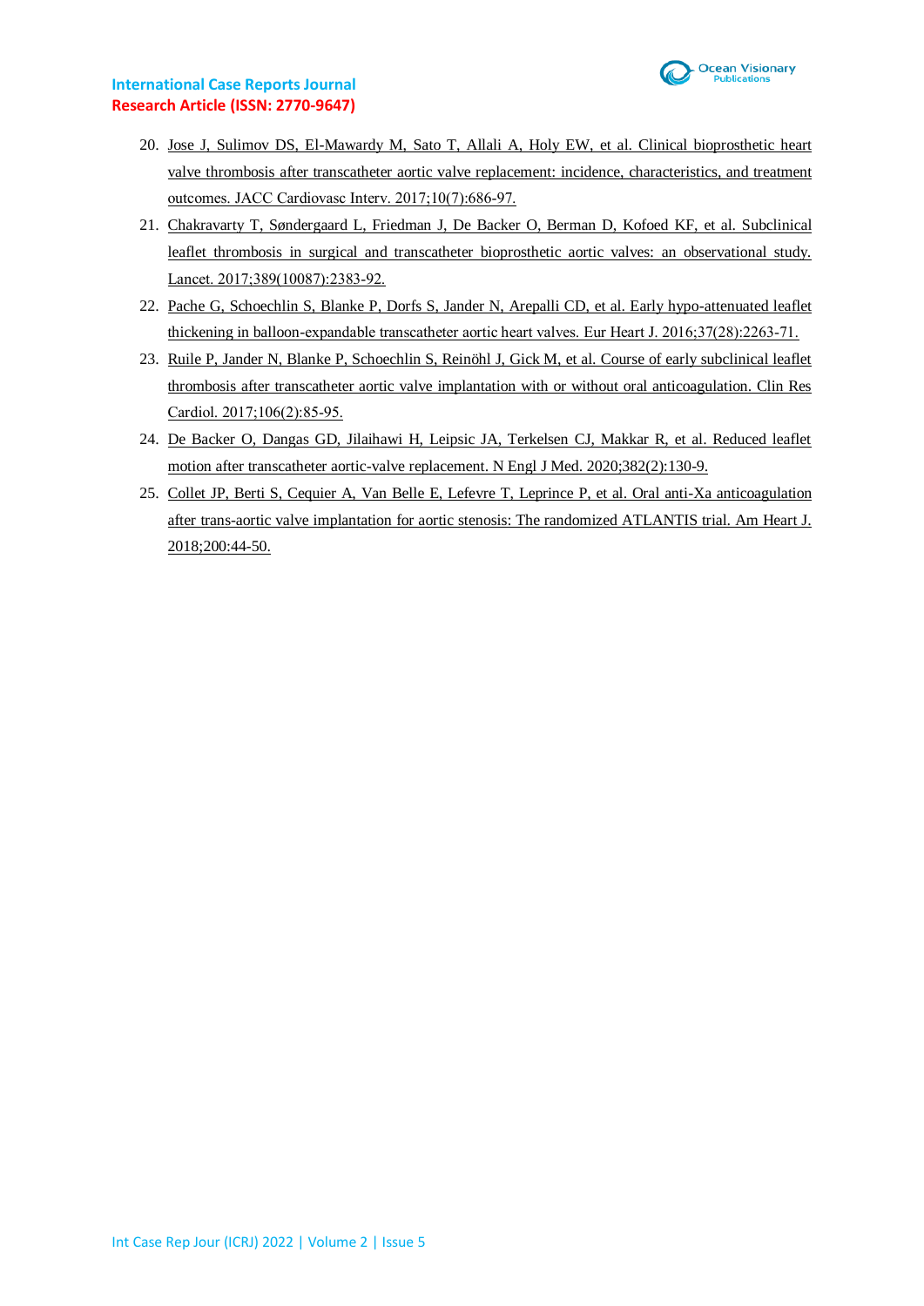20. Jose J, Sulimov DS, El-Mawardy M, Sato T, Allali A, Holy EW, et al. Clinical bioprosthetic heart valve thrombosis after transcatheter aortic valve replacement: incidence, characteristics, and treatment outcomes. JACC Cardiovasc Interv. 2017;10(7):686-97.
21. Chakravarty T, Søndergaard L, Friedman J, De Backer O, Berman D, Kofoed KF, et al. Subclinical leaflet thrombosis in surgical and transcatheter bioprosthetic aortic valves: an observational study. Lancet. 2017;389(10087):2383-92.
22. Pache G, Schoechlin S, Blanke P, Dorfs S, Jander N, Arepalli CD, et al. Early hypo-attenuated leaflet thickening in balloon-expandable transcatheter aortic heart valves. Eur Heart J. 2016;37(28):2263-71.
23. Ruile P, Jander N, Blanke P, Schoechlin S, Reinöhl J, Gick M, et al. Course of early subclinical leaflet thrombosis after transcatheter aortic valve implantation with or without oral anticoagulation. Clin Res Cardiol. 2017;106(2):85-95.
24. De Backer O, Dangas GD, Jilaihawi H, Leipsic JA, Terkelsen CJ, Makkar R, et al. Reduced leaflet motion after transcatheter aortic-valve replacement. N Engl J Med. 2020;382(2):130-9.
25. Collet JP, Berti S, Cequier A, Van Belle E, Lefevre T, Leprince P, et al. Oral anti-Xa anticoagulation after trans-aortic valve implantation for aortic stenosis: The randomized ATLANTIS trial. Am Heart J. 2018;200:44-50.